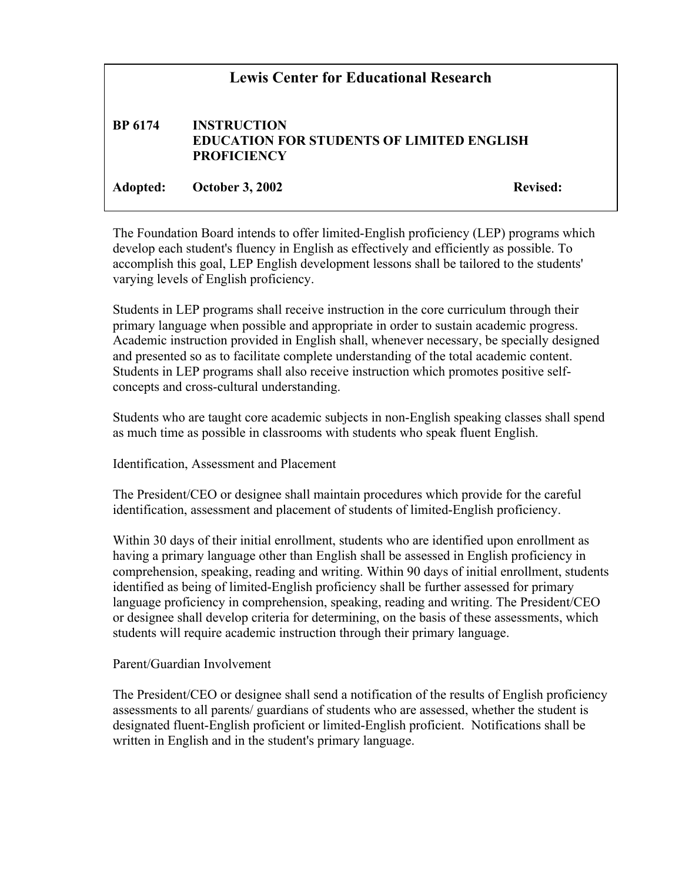# Lewis Center for Educational Research

**BP 6174 INSTRUCTION**
**EDUCATION FOR STUDENTS OF LIMITED ENGLISH PROFICIENCY**

**Adopted: October 3, 2002** **Revised:**

The Foundation Board intends to offer limited-English proficiency (LEP) programs which develop each student's fluency in English as effectively and efficiently as possible. To accomplish this goal, LEP English development lessons shall be tailored to the students' varying levels of English proficiency.

Students in LEP programs shall receive instruction in the core curriculum through their primary language when possible and appropriate in order to sustain academic progress. Academic instruction provided in English shall, whenever necessary, be specially designed and presented so as to facilitate complete understanding of the total academic content. Students in LEP programs shall also receive instruction which promotes positive self-concepts and cross-cultural understanding.

Students who are taught core academic subjects in non-English speaking classes shall spend as much time as possible in classrooms with students who speak fluent English.

Identification, Assessment and Placement

The President/CEO or designee shall maintain procedures which provide for the careful identification, assessment and placement of students of limited-English proficiency.

Within 30 days of their initial enrollment, students who are identified upon enrollment as having a primary language other than English shall be assessed in English proficiency in comprehension, speaking, reading and writing. Within 90 days of initial enrollment, students identified as being of limited-English proficiency shall be further assessed for primary language proficiency in comprehension, speaking, reading and writing. The President/CEO or designee shall develop criteria for determining, on the basis of these assessments, which students will require academic instruction through their primary language.

Parent/Guardian Involvement

The President/CEO or designee shall send a notification of the results of English proficiency assessments to all parents/ guardians of students who are assessed, whether the student is designated fluent-English proficient or limited-English proficient. Notifications shall be written in English and in the student's primary language.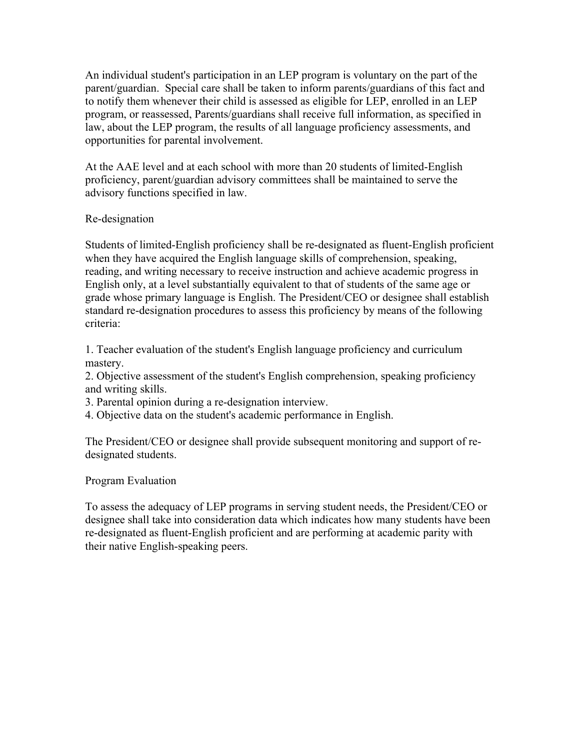An individual student's participation in an LEP program is voluntary on the part of the parent/guardian. Special care shall be taken to inform parents/guardians of this fact and to notify them whenever their child is assessed as eligible for LEP, enrolled in an LEP program, or reassessed, Parents/guardians shall receive full information, as specified in law, about the LEP program, the results of all language proficiency assessments, and opportunities for parental involvement.

At the AAE level and at each school with more than 20 students of limited-English proficiency, parent/guardian advisory committees shall be maintained to serve the advisory functions specified in law.

Re-designation

Students of limited-English proficiency shall be re-designated as fluent-English proficient when they have acquired the English language skills of comprehension, speaking, reading, and writing necessary to receive instruction and achieve academic progress in English only, at a level substantially equivalent to that of students of the same age or grade whose primary language is English. The President/CEO or designee shall establish standard re-designation procedures to assess this proficiency by means of the following criteria:

1. Teacher evaluation of the student's English language proficiency and curriculum mastery.
2. Objective assessment of the student's English comprehension, speaking proficiency and writing skills.
3. Parental opinion during a re-designation interview.
4. Objective data on the student's academic performance in English.

The President/CEO or designee shall provide subsequent monitoring and support of re-designated students.

Program Evaluation

To assess the adequacy of LEP programs in serving student needs, the President/CEO or designee shall take into consideration data which indicates how many students have been re-designated as fluent-English proficient and are performing at academic parity with their native English-speaking peers.